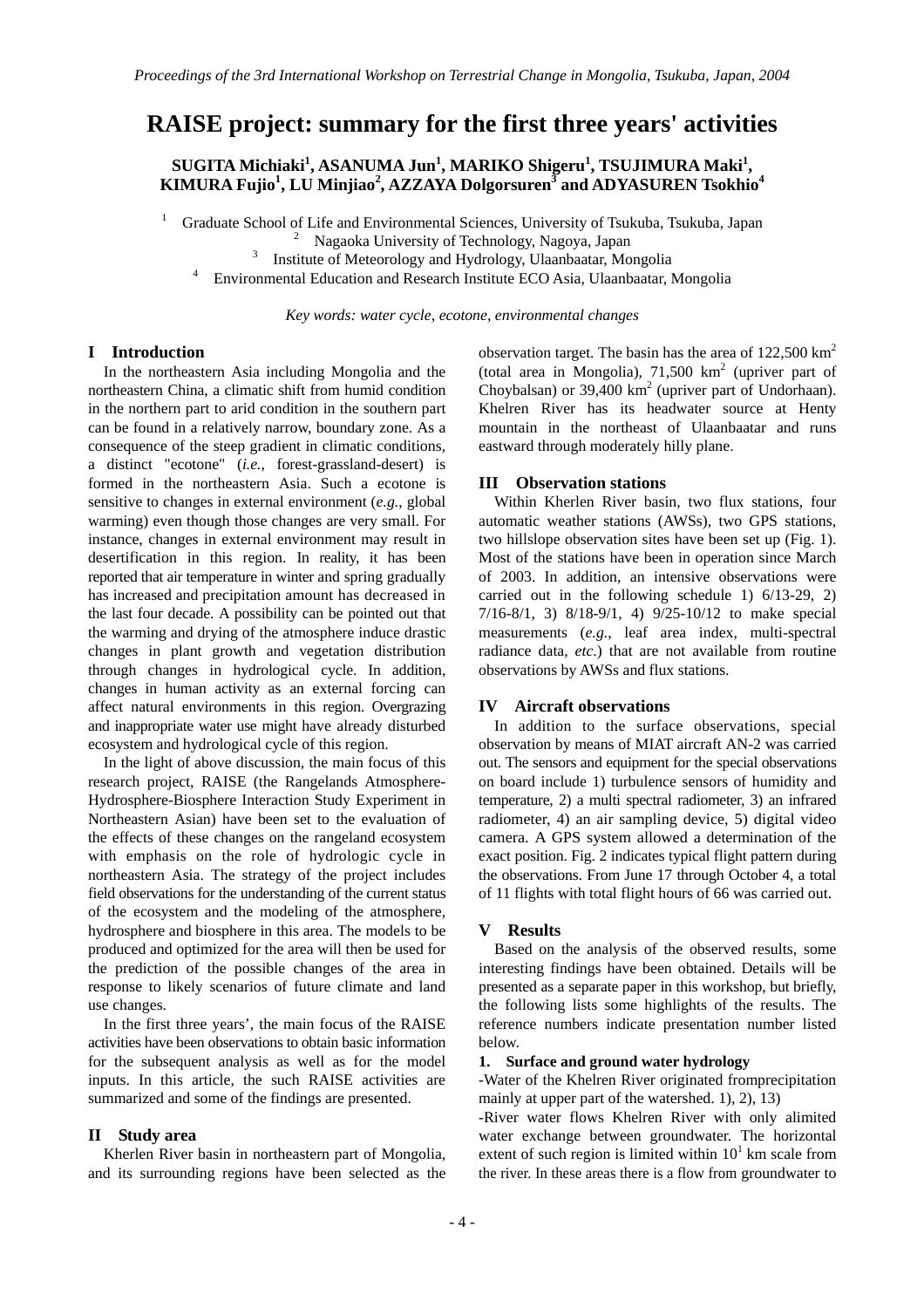# RAISE project: summary for the first three years' activities

**SUGITA Michiaki[1], ASANUMA Jun[1], MARIKO Shigeru[1], TSUJIMURA Maki[1], KIMURA Fujio[1], LU Minjiao[2], AZZAYA Dolgorsuren[3] and ADYASUREN Tsokhio[4]**

[1] Graduate School of Life and Environmental Sciences, University of Tsukuba, Tsukuba, Japan
[2] Nagaoka University of Technology, Nagoya, Japan
[3] Institute of Meteorology and Hydrology, Ulaanbaatar, Mongolia
[4] Environmental Education and Research Institute ECO Asia, Ulaanbaatar, Mongolia

*Key words: water cycle, ecotone, environmental changes*

## I Introduction

In the northeastern Asia including Mongolia and the northeastern China, a climatic shift from humid condition in the northern part to arid condition in the southern part can be found in a relatively narrow, boundary zone. As a consequence of the steep gradient in climatic conditions, a distinct "ecotone" (*i.e.*, forest-grassland-desert) is formed in the northeastern Asia. Such a ecotone is sensitive to changes in external environment (*e.g.*, global warming) even though those changes are very small. For instance, changes in external environment may result in desertification in this region. In reality, it has been reported that air temperature in winter and spring gradually has increased and precipitation amount has decreased in the last four decade. A possibility can be pointed out that the warming and drying of the atmosphere induce drastic changes in plant growth and vegetation distribution through changes in hydrological cycle. In addition, changes in human activity as an external forcing can affect natural environments in this region. Overgrazing and inappropriate water use might have already disturbed ecosystem and hydrological cycle of this region.

In the light of above discussion, the main focus of this research project, RAISE (the Rangelands Atmosphere-Hydrosphere-Biosphere Interaction Study Experiment in Northeastern Asian) have been set to the evaluation of the effects of these changes on the rangeland ecosystem with emphasis on the role of hydrologic cycle in northeastern Asia. The strategy of the project includes field observations for the understanding of the current status of the ecosystem and the modeling of the atmosphere, hydrosphere and biosphere in this area. The models to be produced and optimized for the area will then be used for the prediction of the possible changes of the area in response to likely scenarios of future climate and land use changes.

In the first three years', the main focus of the RAISE activities have been observations to obtain basic information for the subsequent analysis as well as for the model inputs. In this article, the such RAISE activities are summarized and some of the findings are presented.

## II Study area

Kherlen River basin in northeastern part of Mongolia, and its surrounding regions have been selected as the observation target. The basin has the area of 122,500 km$^2$ (total area in Mongolia), 71,500 km$^2$ (upriver part of Choybalsan) or 39,400 km$^2$ (upriver part of Undorhaan). Khelren River has its headwater source at Henty mountain in the northeast of Ulaanbaatar and runs eastward through moderately hilly plane.

## III Observation stations

Within Kherlen River basin, two flux stations, four automatic weather stations (AWSs), two GPS stations, two hillslope observation sites have been set up (Fig. 1). Most of the stations have been in operation since March of 2003. In addition, an intensive observations were carried out in the following schedule 1) 6/13-29, 2) 7/16-8/1, 3) 8/18-9/1, 4) 9/25-10/12 to make special measurements (*e.g.*, leaf area index, multi-spectral radiance data, *etc.*) that are not available from routine observations by AWSs and flux stations.

## IV Aircraft observations

In addition to the surface observations, special observation by means of MIAT aircraft AN-2 was carried out. The sensors and equipment for the special observations on board include 1) turbulence sensors of humidity and temperature, 2) a multi spectral radiometer, 3) an infrared radiometer, 4) an air sampling device, 5) digital video camera. A GPS system allowed a determination of the exact position. Fig. 2 indicates typical flight pattern during the observations. From June 17 through October 4, a total of 11 flights with total flight hours of 66 was carried out.

## V Results

Based on the analysis of the observed results, some interesting findings have been obtained. Details will be presented as a separate paper in this workshop, but briefly, the following lists some highlights of the results. The reference numbers indicate presentation number listed below.

### 1. Surface and ground water hydrology

-Water of the Khelren River originated fromprecipitation mainly at upper part of the watershed. 1), 2), 13)

-River water flows Khelren River with only alimited water exchange between groundwater. The horizontal extent of such region is limited within 10$^1$ km scale from the river. In these areas there is a flow from groundwater to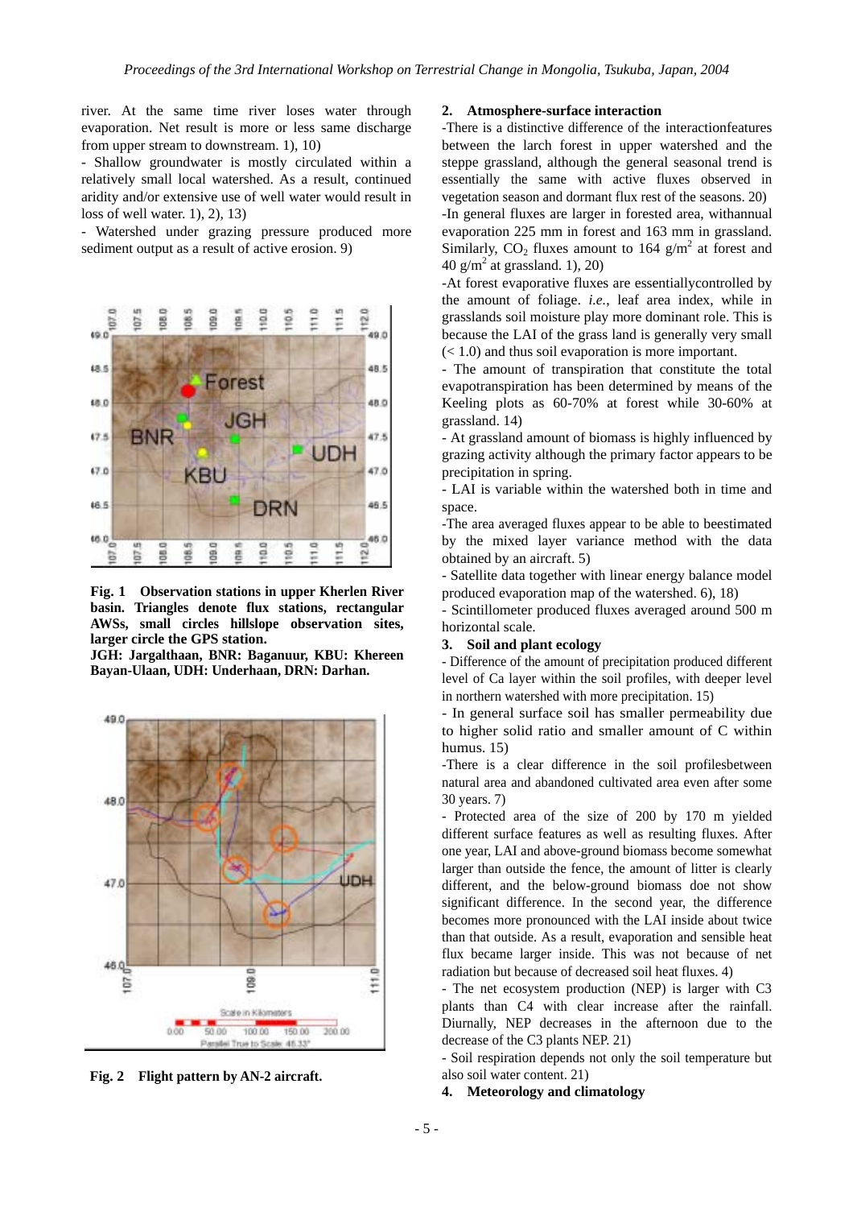river. At the same time river loses water through evaporation. Net result is more or less same discharge from upper stream to downstream. 1), 10)

- Shallow groundwater is mostly circulated within a relatively small local watershed. As a result, continued aridity and/or extensive use of well water would result in loss of well water. 1), 2), 13)
- Watershed under grazing pressure produced more sediment output as a result of active erosion. 9)

**Fig. 1 Observation stations in upper Kherlen River basin. Triangles denote flux stations, rectangular AWSs, small circles hillslope observation sites, larger circle the GPS station.**
**JGH: Jargalthaan, BNR: Baganuur, KBU: Khereen Bayan-Ulaan, UDH: Underhaan, DRN: Darhan.**

**Fig. 2 Flight pattern by AN-2 aircraft.**

## 2. Atmosphere-surface interaction

-There is a distinctive difference of the interactionfeatures between the larch forest in upper watershed and the steppe grassland, although the general seasonal trend is essentially the same with active fluxes observed in vegetation season and dormant flux rest of the seasons. 20)

-In general fluxes are larger in forested area, withannual evaporation 225 mm in forest and 163 mm in grassland. Similarly, $CO_2$ fluxes amount to 164 g/m$^2$ at forest and 40 g/m$^2$ at grassland. 1), 20)

-At forest evaporative fluxes are essentiallycontrolled by the amount of foliage. *i.e.*, leaf area index, while in grasslands soil moisture play more dominant role. This is because the LAI of the grass land is generally very small (< 1.0) and thus soil evaporation is more important.

- The amount of transpiration that constitute the total evapotranspiration has been determined by means of the Keeling plots as 60-70% at forest while 30-60% at grassland. 14)
- At grassland amount of biomass is highly influenced by grazing activity although the primary factor appears to be precipitation in spring.
- LAI is variable within the watershed both in time and space.

-The area averaged fluxes appear to be able to beestimated by the mixed layer variance method with the data obtained by an aircraft. 5)

- Satellite data together with linear energy balance model produced evaporation map of the watershed. 6), 18)
- Scintillometer produced fluxes averaged around 500 m horizontal scale.

## 3. Soil and plant ecology

- Difference of the amount of precipitation produced different level of Ca layer within the soil profiles, with deeper level in northern watershed with more precipitation. 15)
- In general surface soil has smaller permeability due to higher solid ratio and smaller amount of C within humus. 15)

-There is a clear difference in the soil profilesbetween natural area and abandoned cultivated area even after some 30 years. 7)

- Protected area of the size of 200 by 170 m yielded different surface features as well as resulting fluxes. After one year, LAI and above-ground biomass become somewhat larger than outside the fence, the amount of litter is clearly different, and the below-ground biomass doe not show significant difference. In the second year, the difference becomes more pronounced with the LAI inside about twice than that outside. As a result, evaporation and sensible heat flux became larger inside. This was not because of net radiation but because of decreased soil heat fluxes. 4)
- The net ecosystem production (NEP) is larger with C3 plants than C4 with clear increase after the rainfall. Diurnally, NEP decreases in the afternoon due to the decrease of the C3 plants NEP. 21)
- Soil respiration depends not only the soil temperature but also soil water content. 21)

## 4. Meteorology and climatology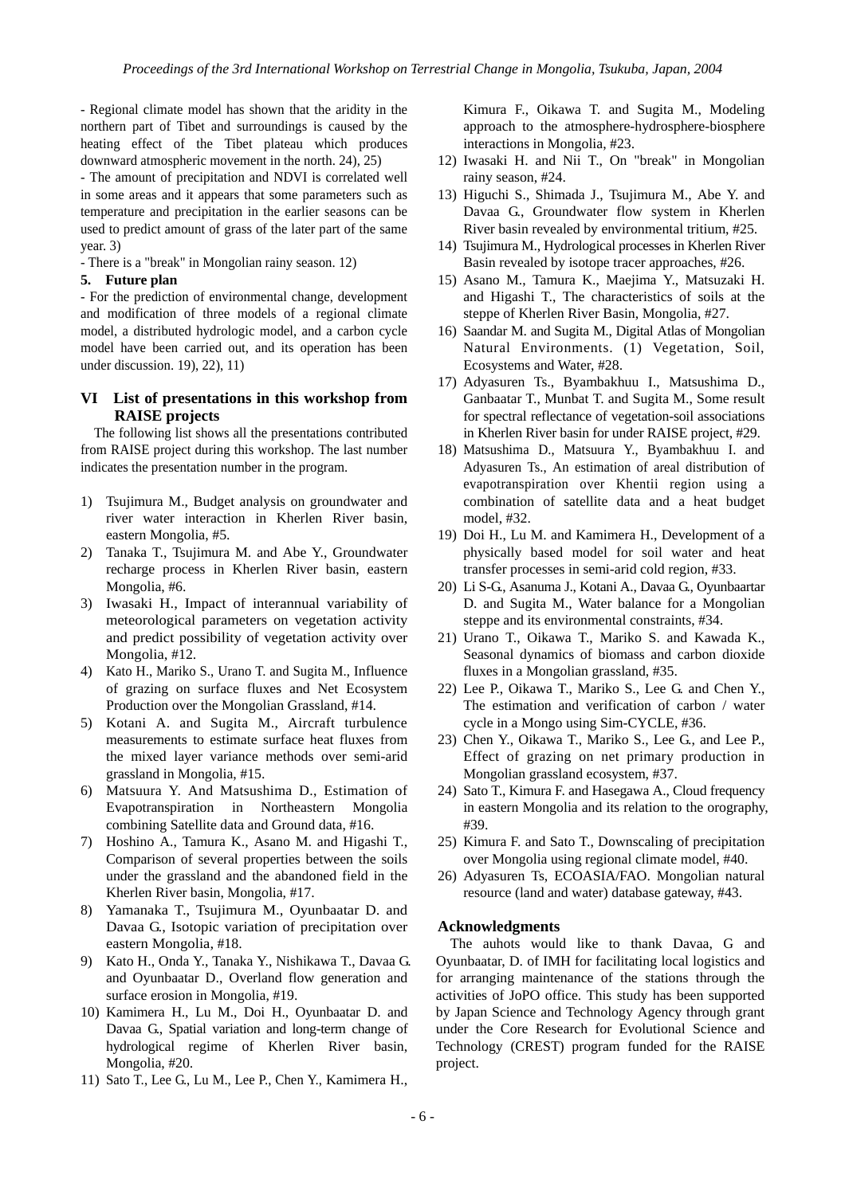- Regional climate model has shown that the aridity in the northern part of Tibet and surroundings is caused by the heating effect of the Tibet plateau which produces downward atmospheric movement in the north. 24), 25)

- The amount of precipitation and NDVI is correlated well in some areas and it appears that some parameters such as temperature and precipitation in the earlier seasons can be used to predict amount of grass of the later part of the same year. 3)

- There is a "break" in Mongolian rainy season. 12)

**5. Future plan**

- For the prediction of environmental change, development and modification of three models of a regional climate model, a distributed hydrologic model, and a carbon cycle model have been carried out, and its operation has been under discussion. 19), 22), 11)

## VI List of presentations in this workshop from RAISE projects

The following list shows all the presentations contributed from RAISE project during this workshop. The last number indicates the presentation number in the program.

1) Tsujimura M., Budget analysis on groundwater and river water interaction in Kherlen River basin, eastern Mongolia, #5.
2) Tanaka T., Tsujimura M. and Abe Y., Groundwater recharge process in Kherlen River basin, eastern Mongolia, #6.
3) Iwasaki H., Impact of interannual variability of meteorological parameters on vegetation activity and predict possibility of vegetation activity over Mongolia, #12.
4) Kato H., Mariko S., Urano T. and Sugita M., Influence of grazing on surface fluxes and Net Ecosystem Production over the Mongolian Grassland, #14.
5) Kotani A. and Sugita M., Aircraft turbulence measurements to estimate surface heat fluxes from the mixed layer variance methods over semi-arid grassland in Mongolia, #15.
6) Matsuura Y. And Matsushima D., Estimation of Evapotranspiration in Northeastern Mongolia combining Satellite data and Ground data, #16.
7) Hoshino A., Tamura K., Asano M. and Higashi T., Comparison of several properties between the soils under the grassland and the abandoned field in the Kherlen River basin, Mongolia, #17.
8) Yamanaka T., Tsujimura M., Oyunbaatar D. and Davaa G., Isotopic variation of precipitation over eastern Mongolia, #18.
9) Kato H., Onda Y., Tanaka Y., Nishikawa T., Davaa G. and Oyunbaatar D., Overland flow generation and surface erosion in Mongolia, #19.
10) Kamimera H., Lu M., Doi H., Oyunbaatar D. and Davaa G., Spatial variation and long-term change of hydrological regime of Kherlen River basin, Mongolia, #20.
11) Sato T., Lee G., Lu M., Lee P., Chen Y., Kamimera H., Kimura F., Oikawa T. and Sugita M., Modeling approach to the atmosphere-hydrosphere-biosphere interactions in Mongolia, #23.
12) Iwasaki H. and Nii T., On "break" in Mongolian rainy season, #24.
13) Higuchi S., Shimada J., Tsujimura M., Abe Y. and Davaa G., Groundwater flow system in Kherlen River basin revealed by environmental tritium, #25.
14) Tsujimura M., Hydrological processes in Kherlen River Basin revealed by isotope tracer approaches, #26.
15) Asano M., Tamura K., Maejima Y., Matsuzaki H. and Higashi T., The characteristics of soils at the steppe of Kherlen River Basin, Mongolia, #27.
16) Saandar M. and Sugita M., Digital Atlas of Mongolian Natural Environments. (1) Vegetation, Soil, Ecosystems and Water, #28.
17) Adyasuren Ts., Byambakhuu I., Matsushima D., Ganbaatar T., Munbat T. and Sugita M., Some result for spectral reflectance of vegetation-soil associations in Kherlen River basin for under RAISE project, #29.
18) Matsushima D., Matsuura Y., Byambakhuu I. and Adyasuren Ts., An estimation of areal distribution of evapotranspiration over Khentii region using a combination of satellite data and a heat budget model, #32.
19) Doi H., Lu M. and Kamimera H., Development of a physically based model for soil water and heat transfer processes in semi-arid cold region, #33.
20) Li S-G., Asanuma J., Kotani A., Davaa G., Oyunbaartar D. and Sugita M., Water balance for a Mongolian steppe and its environmental constraints, #34.
21) Urano T., Oikawa T., Mariko S. and Kawada K., Seasonal dynamics of biomass and carbon dioxide fluxes in a Mongolian grassland, #35.
22) Lee P., Oikawa T., Mariko S., Lee G. and Chen Y., The estimation and verification of carbon / water cycle in a Mongo using Sim-CYCLE, #36.
23) Chen Y., Oikawa T., Mariko S., Lee G., and Lee P., Effect of grazing on net primary production in Mongolian grassland ecosystem, #37.
24) Sato T., Kimura F. and Hasegawa A., Cloud frequency in eastern Mongolia and its relation to the orography, #39.
25) Kimura F. and Sato T., Downscaling of precipitation over Mongolia using regional climate model, #40.
26) Adyasuren Ts, ECOASIA/FAO. Mongolian natural resource (land and water) database gateway, #43.

### Acknowledgments

The auhots would like to thank Davaa, G and Oyunbaatar, D. of IMH for facilitating local logistics and for arranging maintenance of the stations through the activities of JoPO office. This study has been supported by Japan Science and Technology Agency through grant under the Core Research for Evolutional Science and Technology (CREST) program funded for the RAISE project.